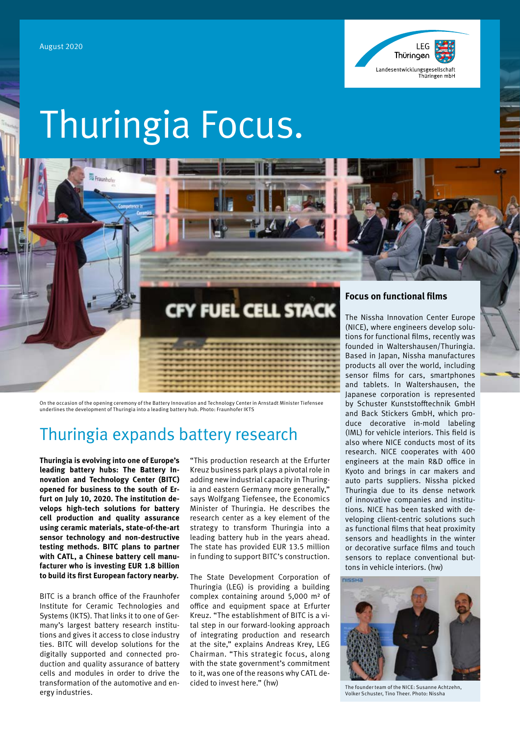August 2020

# Thuringia Focus.

On the occasion of the opening ceremony of the Battery Innovation and Technology Center in Arnstadt Minister Tiefensee underlines the development of Thuringia into a leading battery hub. Photo: Fraunhofer IKTS

## Thuringia expands battery research

**Thuringia is evolving into one of Europe's leading battery hubs: The Battery Innovation and Technology Center (BITC) opened for business to the south of Erfurt on July 10, 2020. The institution develops high-tech solutions for battery cell production and quality assurance using ceramic materials, state-of-the-art sensor technology and non-destructive testing methods. BITC plans to partner with CATL, a Chinese battery cell manufacturer who is investing EUR 1.8 billion to build its first European factory nearby.**

BITC is a branch office of the Fraunhofer Institute for Ceramic Technologies and Systems (IKTS). That links it to one of Germany's largest battery research institutions and gives it access to close industry ties. BITC will develop solutions for the digitally supported and connected production and quality assurance of battery cells and modules in order to drive the transformation of the automotive and energy industries.

"This production research at the Erfurter Kreuz business park plays a pivotal role in adding new industrial capacity in Thuringia and eastern Germany more generally," says Wolfgang Tiefensee, the Economics Minister of Thuringia. He describes the research center as a key element of the strategy to transform Thuringia into a leading battery hub in the years ahead. The state has provided EUR 13.5 million in funding to support BITC's construction.

The State Development Corporation of Thuringia (LEG) is providing a building complex containing around 5,000 m² of office and equipment space at Erfurter Kreuz. "The establishment of BITC is a vital step in our forward-looking approach of integrating production and research at the site," explains Andreas Krey, LEG Chairman. "This strategic focus, along with the state government's commitment to it, was one of the reasons why CATL decided to invest here." (hw)

### Focus on functional films

The Nissha Innovation Center Europe (NICE), where engineers develop solutions for functional films, recently was founded in Waltershausen/Thuringia. Based in Japan, Nissha manufactures products all over the world, including sensor films for cars, smartphones and tablets. In Waltershausen, the Japanese corporation is represented by Schuster Kunststofftechnik GmbH and Back Stickers GmbH, which produce decorative in-mold labeling (IML) for vehicle interiors. This field is also where NICE conducts most of its research. NICE cooperates with 400 engineers at the main R&D office in Kyoto and brings in car makers and auto parts suppliers. Nissha picked Thuringia due to its dense network of innovative companies and institutions. NICE has been tasked with developing client-centric solutions such as functional films that heat proximity sensors and headlights in the winter or decorative surface films and touch sensors to replace conventional buttons in vehicle interiors. (hw)

The founder team of the NICE: Susanne Achtzehn, Volker Schuster, Tino Theer. Photo: Nissha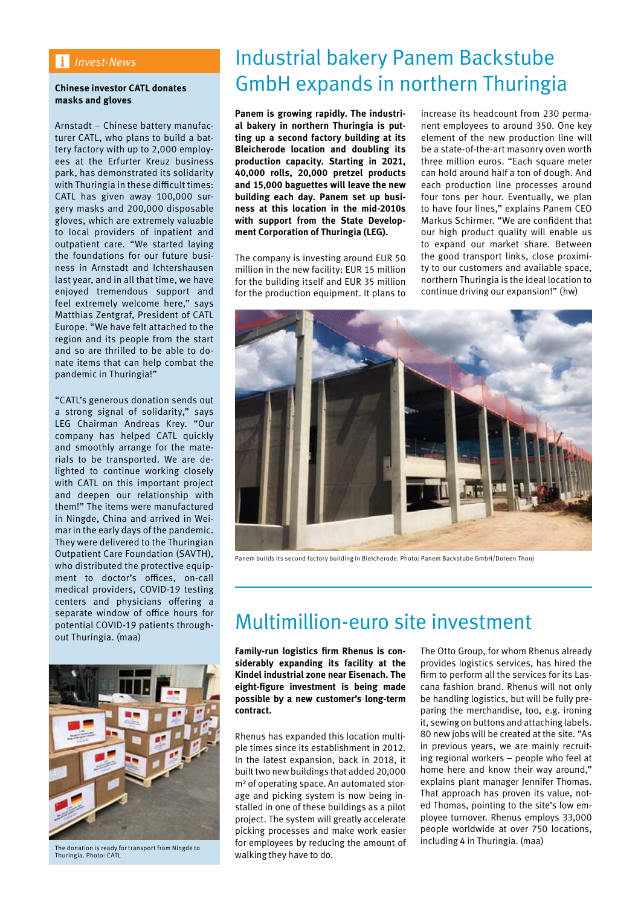## Invest-News

**Chinese investor CATL donates masks and gloves**

Arnstadt – Chinese battery manufacturer CATL, who plans to build a battery factory with up to 2,000 employees at the Erfurter Kreuz business park, has demonstrated its solidarity with Thuringia in these difficult times: CATL has given away 100,000 surgery masks and 200,000 disposable gloves, which are extremely valuable to local providers of inpatient and outpatient care. "We started laying the foundations for our future business in Arnstadt and Ichtershausen last year, and in all that time, we have enjoyed tremendous support and feel extremely welcome here," says Matthias Zentgraf, President of CATL Europe. "We have felt attached to the region and its people from the start and so are thrilled to be able to donate items that can help combat the pandemic in Thuringia!"

"CATL's generous donation sends out a strong signal of solidarity," says LEG Chairman Andreas Krey. "Our company has helped CATL quickly and smoothly arrange for the materials to be transported. We are delighted to continue working closely with CATL on this important project and deepen our relationship with them!" The items were manufactured in Ningde, China and arrived in Weimar in the early days of the pandemic. They were delivered to the Thuringian Outpatient Care Foundation (SAVTH), who distributed the protective equipment to doctor's offices, on-call medical providers, COVID-19 testing centers and physicians offering a separate window of office hours for potential COVID-19 patients throughout Thuringia. (maa)

The donation is ready for transport from Ningde to Thuringia. Photo: CATL

# Industrial bakery Panem Backstube GmbH expands in northern Thuringia

**Panem is growing rapidly. The industrial bakery in northern Thuringia is putting up a second factory building at its Bleicherode location and doubling its production capacity. Starting in 2021, 40,000 rolls, 20,000 pretzel products and 15,000 baguettes will leave the new building each day. Panem set up business at this location in the mid-2010s with support from the State Development Corporation of Thuringia (LEG).**

The company is investing around EUR 50 million in the new facility: EUR 15 million for the building itself and EUR 35 million for the production equipment. It plans to increase its headcount from 230 permanent employees to around 350. One key element of the new production line will be a state-of-the-art masonry oven worth three million euros. "Each square meter can hold around half a ton of dough. And each production line processes around four tons per hour. Eventually, we plan to have four lines," explains Panem CEO Markus Schirmer. "We are confident that our high product quality will enable us to expand our market share. Between the good transport links, close proximity to our customers and available space, northern Thuringia is the ideal location to continue driving our expansion!" (hw)

Panem builds its second factory building in Bleicherode. Photo: Panem Backstube GmbH/Doreen Thon)

# Multimillion-euro site investment

**Family-run logistics firm Rhenus is considerably expanding its facility at the Kindel industrial zone near Eisenach. The eight-figure investment is being made possible by a new customer's long-term contract.**

Rhenus has expanded this location multiple times since its establishment in 2012. In the latest expansion, back in 2018, it built two new buildings that added 20,000 m² of operating space. An automated storage and picking system is now being installed in one of these buildings as a pilot project. The system will greatly accelerate picking processes and make work easier for employees by reducing the amount of walking they have to do.

The Otto Group, for whom Rhenus already provides logistics services, has hired the firm to perform all the services for its Lascana fashion brand. Rhenus will not only be handling logistics, but will be fully preparing the merchandise, too, e.g. ironing it, sewing on buttons and attaching labels. 80 new jobs will be created at the site. "As in previous years, we are mainly recruiting regional workers – people who feel at home here and know their way around," explains plant manager Jennifer Thomas. That approach has proven its value, noted Thomas, pointing to the site's low employee turnover. Rhenus employs 33,000 people worldwide at over 750 locations, including 4 in Thuringia. (maa)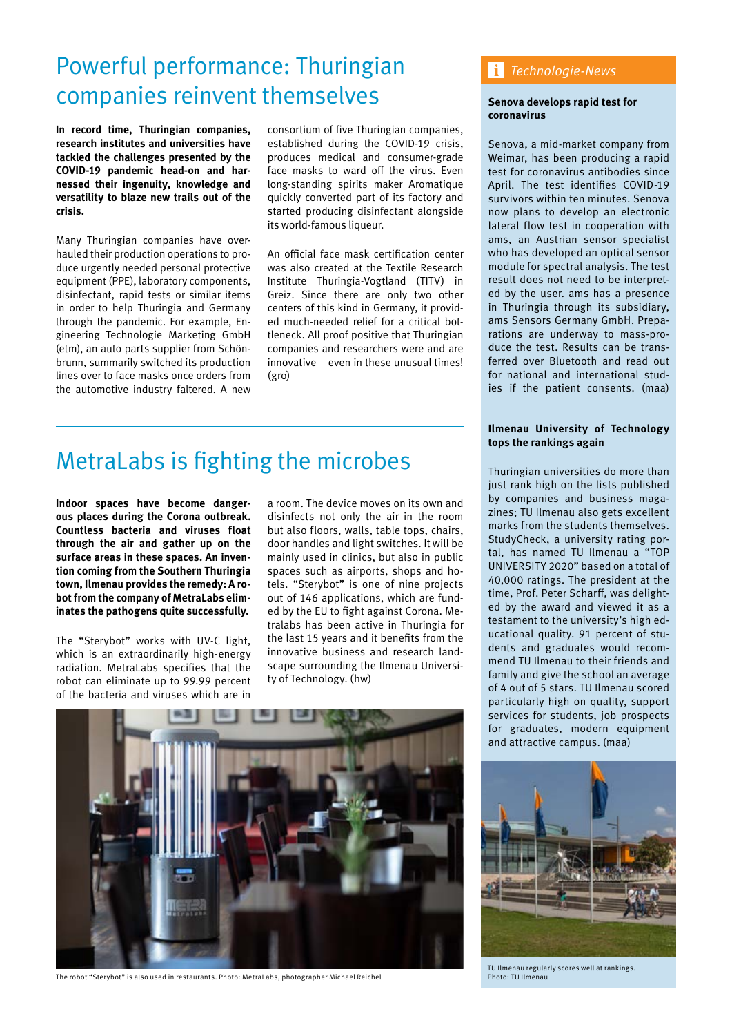# Powerful performance: Thuringian companies reinvent themselves

**In record time, Thuringian companies, research institutes and universities have tackled the challenges presented by the COVID-19 pandemic head-on and harnessed their ingenuity, knowledge and versatility to blaze new trails out of the crisis.**

Many Thuringian companies have overhauled their production operations to produce urgently needed personal protective equipment (PPE), laboratory components, disinfectant, rapid tests or similar items in order to help Thuringia and Germany through the pandemic. For example, Engineering Technologie Marketing GmbH (etm), an auto parts supplier from Schönbrunn, summarily switched its production lines over to face masks once orders from the automotive industry faltered. A new consortium of five Thuringian companies, established during the COVID-19 crisis, produces medical and consumer-grade face masks to ward off the virus. Even long-standing spirits maker Aromatique quickly converted part of its factory and started producing disinfectant alongside its world-famous liqueur.

An official face mask certification center was also created at the Textile Research Institute Thuringia-Vogtland (TITV) in Greiz. Since there are only two other centers of this kind in Germany, it provided much-needed relief for a critical bottleneck. All proof positive that Thuringian companies and researchers were and are innovative – even in these unusual times! (gro)

# MetraLabs is fighting the microbes

**Indoor spaces have become dangerous places during the Corona outbreak. Countless bacteria and viruses float through the air and gather up on the surface areas in these spaces. An invention coming from the Southern Thuringia town, Ilmenau provides the remedy: A robot from the company of MetraLabs eliminates the pathogens quite successfully.**

The "Sterybot" works with UV-C light, which is an extraordinarily high-energy radiation. MetraLabs specifies that the robot can eliminate up to 99.99 percent of the bacteria and viruses which are in a room. The device moves on its own and disinfects not only the air in the room but also floors, walls, table tops, chairs, door handles and light switches. It will be mainly used in clinics, but also in public spaces such as airports, shops and hotels. "Sterybot" is one of nine projects out of 146 applications, which are funded by the EU to fight against Corona. Metralabs has been active in Thuringia for the last 15 years and it benefits from the innovative business and research landscape surrounding the Ilmenau University of Technology. (hw)

The robot "Sterybot" is also used in restaurants. Photo: MetraLabs, photographer Michael Reichel

## *Technologie-News*

**Senova develops rapid test for coronavirus**

Senova, a mid-market company from Weimar, has been producing a rapid test for coronavirus antibodies since April. The test identifies COVID-19 survivors within ten minutes. Senova now plans to develop an electronic lateral flow test in cooperation with ams, an Austrian sensor specialist who has developed an optical sensor module for spectral analysis. The test result does not need to be interpreted by the user. ams has a presence in Thuringia through its subsidiary, ams Sensors Germany GmbH. Preparations are underway to mass-produce the test. Results can be transferred over Bluetooth and read out for national and international studies if the patient consents. (maa)

**Ilmenau University of Technology tops the rankings again**

Thuringian universities do more than just rank high on the lists published by companies and business magazines; TU Ilmenau also gets excellent marks from the students themselves. StudyCheck, a university rating portal, has named TU Ilmenau a "TOP UNIVERSITY 2020" based on a total of 40,000 ratings. The president at the time, Prof. Peter Scharff, was delighted by the award and viewed it as a testament to the university's high educational quality. 91 percent of students and graduates would recommend TU Ilmenau to their friends and family and give the school an average of 4 out of 5 stars. TU Ilmenau scored particularly high on quality, support services for students, job prospects for graduates, modern equipment and attractive campus. (maa)

TU Ilmenau regularly scores well at rankings. Photo: TU Ilmenau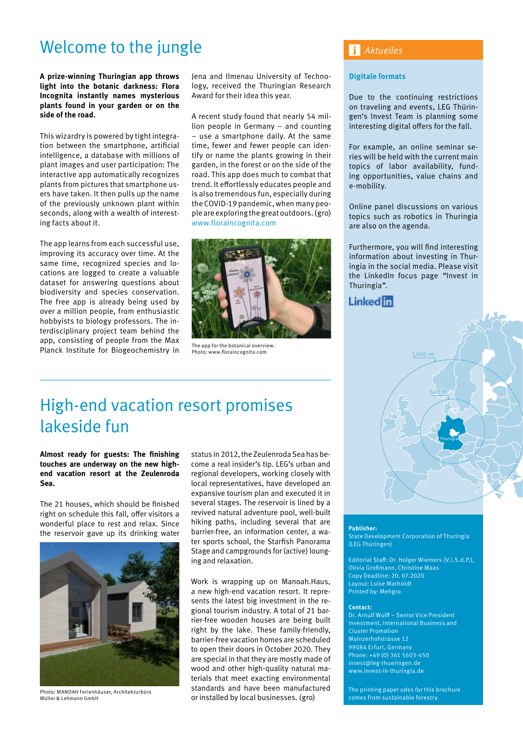# Welcome to the jungle

**A prize-winning Thuringian app throws light into the botanic darkness: Flora Incognita instantly names mysterious plants found in your garden or on the side of the road.**

This wizardry is powered by tight integration between the smartphone, artificial intelligence, a database with millions of plant images and user participation: The interactive app automatically recognizes plants from pictures that smartphone users have taken. It then pulls up the name of the previously unknown plant within seconds, along with a wealth of interesting facts about it.

The app learns from each successful use, improving its accuracy over time. At the same time, recognized species and locations are logged to create a valuable dataset for answering questions about biodiversity and species conservation. The free app is already being used by over a million people, from enthusiastic hobbyists to biology professors. The interdisciplinary project team behind the app, consisting of people from the Max Planck Institute for Biogeochemistry in Jena and Ilmenau University of Technology, received the Thuringian Research Award for their idea this year.

A recent study found that nearly 54 million people in Germany – and counting – use a smartphone daily. At the same time, fewer and fewer people can identify or name the plants growing in their garden, in the forest or on the side of the road. This app does much to combat that trend. It effortlessly educates people and is also tremendous fun, especially during the COVID-19 pandemic, when many people are exploring the great outdoors. (gro)
www.floraincognita.com

The app for the botanical overview.
Photo: www.floraincognita.com

# High-end vacation resort promises lakeside fun

**Almost ready for guests: The finishing touches are underway on the new high-end vacation resort at the Zeulenroda Sea.**

The 21 houses, which should be finished right on schedule this fall, offer visitors a wonderful place to rest and relax. Since the reservoir gave up its drinking water status in 2012, the Zeulenroda Sea has become a real insider's tip. LEG's urban and regional developers, working closely with local representatives, have developed an expansive tourism plan and executed it in several stages. The reservoir is lined by a revived natural adventure pool, well-built hiking paths, including several that are barrier-free, an information center, a water sports school, the Starfish Panorama Stage and campgrounds for (active) lounging and relaxation.

Photo: MANOAH Ferienhäuser, Architekturbüro Müller & Lehmann GmbH

Work is wrapping up on Manoah.Haus, a new high-end vacation resort. It represents the latest big investment in the regional tourism industry. A total of 21 barrier-free wooden houses are being built right by the lake. These family-friendly, barrier-free vacation homes are scheduled to open their doors in October 2020. They are special in that they are mostly made of wood and other high-quality natural materials that meet exacting environmental standards and have been manufactured or installed by local businesses. (gro)

## Aktuelles

### Digitale formats

Due to the continuing restrictions on traveling and events, LEG Thüringen's Invest Team is planning some interesting digital offers for the fall.

For example, an online seminar series will be held with the current main topics of labor availability, funding opportunities, value chains and e-mobility.

Online panel discussions on various topics such as robotics in Thuringia are also on the agenda.

Furthermore, you will find interesting information about investing in Thuringia in the social media. Please visit the LinkedIn focus page "Invest in Thuringia".

LinkedIn

1,000 mi
500 mi
Thuringia

**Publisher:**
State Development Corporation of Thuringia (LEG Thüringen)

Editorial Staff: Dr. Holger Wiemers (V.i.S.d.P.), Olivia Großmann, Christine Maas
Copy Deadline: 20. 07.2020
Layout: Luise Marholdt
Printed by: Mehgro

**Contact:**
Dr. Arnulf Wulff – Senior Vice President Investment, International Business and Cluster Promotion
Mainzerhofstrasse 12
99084 Erfurt, Germany
Phone: +49 (0) 361 5603-450
invest@leg-thueringen.de
www.invest-in-thuringia.de

The printing paper udes for this brochure comes from sustainable forestry.